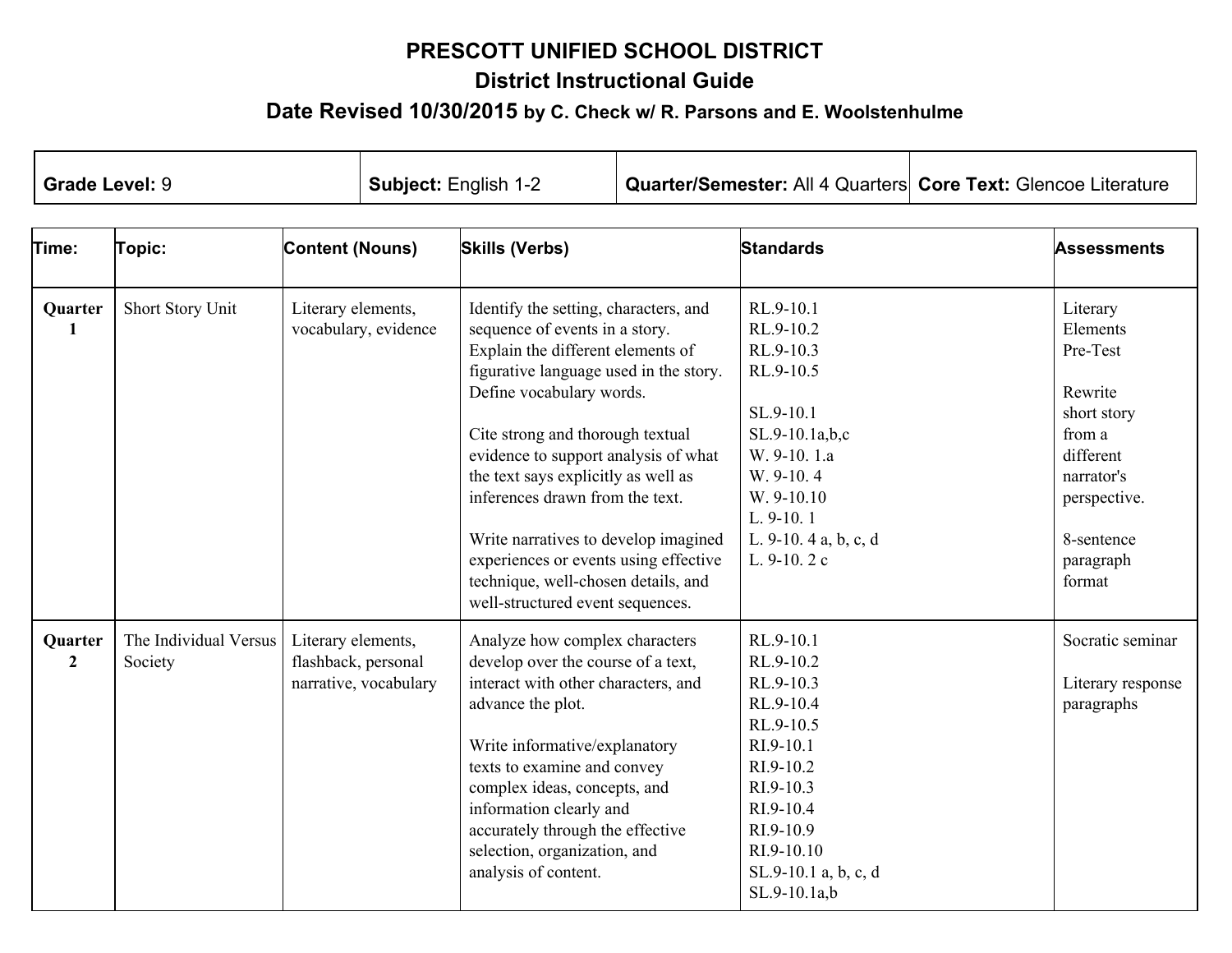# PRESCOTT UNIFIED SCHOOL DISTRICT

## District Instructional Guide

### Date Revised 10/30/2015 by C. Check w/ R. Parsons and E. Woolstenhulme

| **Grade Level:** 9 | **Subject:** English 1-2 | **Quarter/Semester:** All 4 Quarters | **Core Text:** Glencoe Literature |
|---|---|---|---|

| Time: | Topic: | Content (Nouns) | Skills (Verbs) | Standards | Assessments |
|---|---|---|---|---|---|
| **Quarter 1** | Short Story Unit | Literary elements, vocabulary, evidence | Identify the setting, characters, and sequence of events in a story. Explain the different elements of figurative language used in the story. Define vocabulary words.<br><br>Cite strong and thorough textual evidence to support analysis of what the text says explicitly as well as inferences drawn from the text.<br><br>Write narratives to develop imagined experiences or events using effective technique, well-chosen details, and well-structured event sequences. | RL.9-10.1<br>RL.9-10.2<br>RL.9-10.3<br>RL.9-10.5<br><br>SL.9-10.1<br>SL.9-10.1a,b,c<br>W. 9-10. 1.a<br>W. 9-10. 4<br>W. 9-10.10<br>L. 9-10. 1<br>L. 9-10. 4 a, b, c, d<br>L. 9-10. 2 c | Literary Elements Pre-Test<br><br>Rewrite short story from a different narrator's perspective.<br><br>8-sentence paragraph format |
| **Quarter 2** | The Individual Versus Society | Literary elements, flashback, personal narrative, vocabulary | Analyze how complex characters develop over the course of a text, interact with other characters, and advance the plot.<br><br>Write informative/explanatory texts to examine and convey complex ideas, concepts, and information clearly and accurately through the effective selection, organization, and analysis of content. | RL.9-10.1<br>RL.9-10.2<br>RL.9-10.3<br>RL.9-10.4<br>RL.9-10.5<br>RI.9-10.1<br>RI.9-10.2<br>RI.9-10.3<br>RI.9-10.4<br>RI.9-10.9<br>RI.9-10.10<br>SL.9-10.1 a, b, c, d<br>SL.9-10.1a,b | Socratic seminar<br><br>Literary response paragraphs |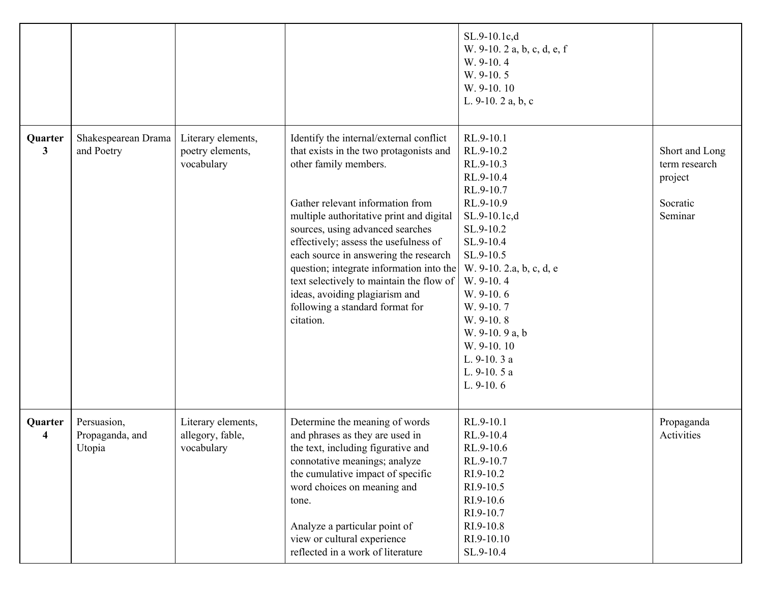| | | | | | |
|---|---|---|---|---|---|
| | | | | SL.9-10.1c,d<br>W. 9-10. 2 a, b, c, d, e, f<br>W. 9-10. 4<br>W. 9-10. 5<br>W. 9-10. 10<br>L. 9-10. 2 a, b, c | |
| **Quarter 3** | Shakespearean Drama and Poetry | Literary elements, poetry elements, vocabulary | Identify the internal/external conflict that exists in the two protagonists and other family members.<br><br>Gather relevant information from multiple authoritative print and digital sources, using advanced searches effectively; assess the usefulness of each source in answering the research question; integrate information into the text selectively to maintain the flow of ideas, avoiding plagiarism and following a standard format for citation. | RL.9-10.1<br>RL.9-10.2<br>RL.9-10.3<br>RL.9-10.4<br>RL.9-10.7<br>RL.9-10.9<br>SL.9-10.1c,d<br>SL.9-10.2<br>SL.9-10.4<br>SL.9-10.5<br>W. 9-10. 2.a, b, c, d, e<br>W. 9-10. 4<br>W. 9-10. 6<br>W. 9-10. 7<br>W. 9-10. 8<br>W. 9-10. 9 a, b<br>W. 9-10. 10<br>L. 9-10. 3 a<br>L. 9-10. 5 a<br>L. 9-10. 6 | Short and Long term research project<br><br>Socratic Seminar |
| **Quarter 4** | Persuasion, Propaganda, and Utopia | Literary elements, allegory, fable, vocabulary | Determine the meaning of words and phrases as they are used in the text, including figurative and connotative meanings; analyze the cumulative impact of specific word choices on meaning and tone.<br><br>Analyze a particular point of view or cultural experience reflected in a work of literature | RL.9-10.1<br>RL.9-10.4<br>RL.9-10.6<br>RL.9-10.7<br>RI.9-10.2<br>RI.9-10.5<br>RI.9-10.6<br>RI.9-10.7<br>RI.9-10.8<br>RI.9-10.10<br>SL.9-10.4 | Propaganda Activities |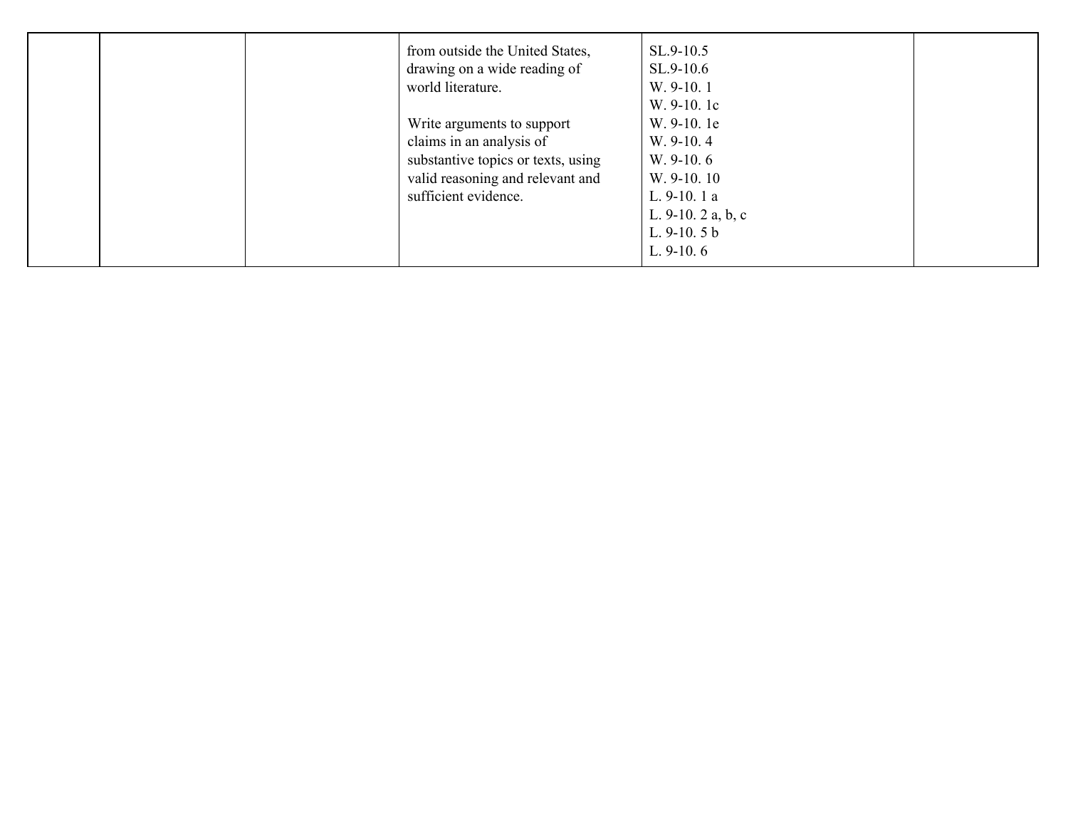| | | | | | |
|---|---|---|---|---|---|
| | | | from outside the United States, drawing on a wide reading of world literature.<br><br>Write arguments to support claims in an analysis of substantive topics or texts, using valid reasoning and relevant and sufficient evidence. | SL.9-10.5<br>SL.9-10.6<br>W. 9-10. 1<br>W. 9-10. 1c<br>W. 9-10. 1e<br>W. 9-10. 4<br>W. 9-10. 6<br>W. 9-10. 10<br>L. 9-10. 1 a<br>L. 9-10. 2 a, b, c<br>L. 9-10. 5 b<br>L. 9-10. 6 | |